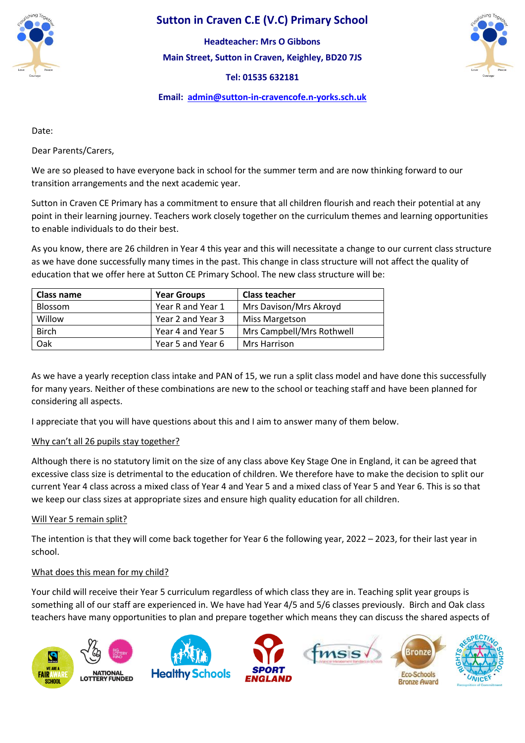# Sutton in Craven C.E (V.C) Primary School

**Headteacher: Mrs O Gibbons**

**Main Street, Sutton in Craven, Keighley, BD20 7JS**

**Tel: 01535 632181**

**Email: admin@sutton-in-cravencofe.n-yorks.sch.uk**

Date:

Dear Parents/Carers,

We are so pleased to have everyone back in school for the summer term and are now thinking forward to our transition arrangements and the next academic year.

Sutton in Craven CE Primary has a commitment to ensure that all children flourish and reach their potential at any point in their learning journey. Teachers work closely together on the curriculum themes and learning opportunities to enable individuals to do their best.

As you know, there are 26 children in Year 4 this year and this will necessitate a change to our current class structure as we have done successfully many times in the past. This change in class structure will not affect the quality of education that we offer here at Sutton CE Primary School. The new class structure will be:

| Class name | Year Groups | Class teacher |
|---|---|---|
| Blossom | Year R and Year 1 | Mrs Davison/Mrs Akroyd |
| Willow | Year 2 and Year 3 | Miss Margetson |
| Birch | Year 4 and Year 5 | Mrs Campbell/Mrs Rothwell |
| Oak | Year 5 and Year 6 | Mrs Harrison |

As we have a yearly reception class intake and PAN of 15, we run a split class model and have done this successfully for many years. Neither of these combinations are new to the school or teaching staff and have been planned for considering all aspects.

I appreciate that you will have questions about this and I aim to answer many of them below.

<u>Why can't all 26 pupils stay together?</u>

Although there is no statutory limit on the size of any class above Key Stage One in England, it can be agreed that excessive class size is detrimental to the education of children. We therefore have to make the decision to split our current Year 4 class across a mixed class of Year 4 and Year 5 and a mixed class of Year 5 and Year 6. This is so that we keep our class sizes at appropriate sizes and ensure high quality education for all children.

<u>Will Year 5 remain split?</u>

The intention is that they will come back together for Year 6 the following year, 2022 – 2023, for their last year in school.

<u>What does this mean for my child?</u>

Your child will receive their Year 5 curriculum regardless of which class they are in. Teaching split year groups is something all of our staff are experienced in. We have had Year 4/5 and 5/6 classes previously. Birch and Oak class teachers have many opportunities to plan and prepare together which means they can discuss the shared aspects of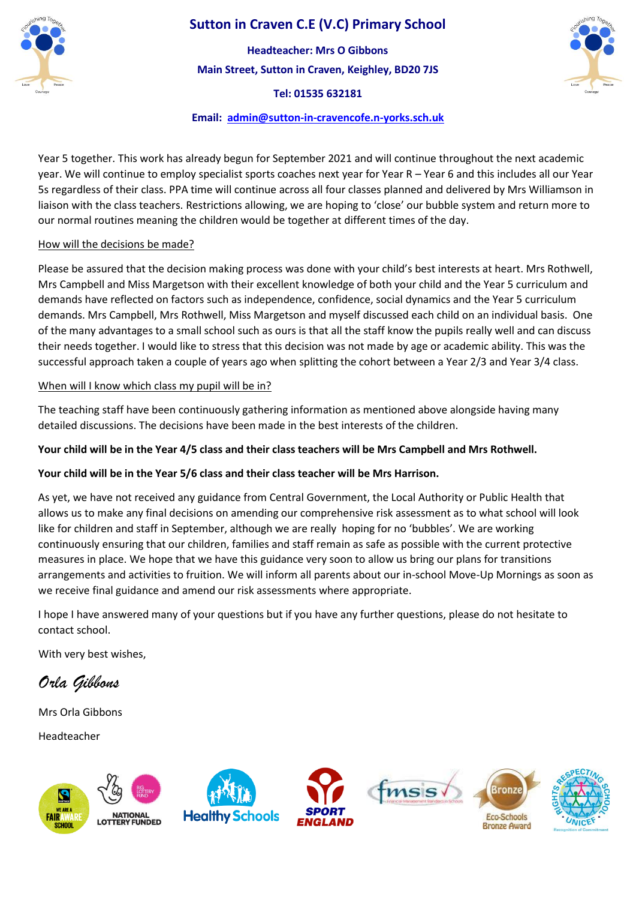# Sutton in Craven C.E (V.C) Primary School

**Headteacher: Mrs O Gibbons**

**Main Street, Sutton in Craven, Keighley, BD20 7JS**

**Tel: 01535 632181**

**Email: [admin@sutton-in-cravencofe.n-yorks.sch.uk](mailto:admin@sutton-in-cravencofe.n-yorks.sch.uk)**

Year 5 together. This work has already begun for September 2021 and will continue throughout the next academic year. We will continue to employ specialist sports coaches next year for Year R – Year 6 and this includes all our Year 5s regardless of their class. PPA time will continue across all four classes planned and delivered by Mrs Williamson in liaison with the class teachers. Restrictions allowing, we are hoping to 'close' our bubble system and return more to our normal routines meaning the children would be together at different times of the day.

How will the decisions be made?

Please be assured that the decision making process was done with your child's best interests at heart. Mrs Rothwell, Mrs Campbell and Miss Margetson with their excellent knowledge of both your child and the Year 5 curriculum and demands have reflected on factors such as independence, confidence, social dynamics and the Year 5 curriculum demands. Mrs Campbell, Mrs Rothwell, Miss Margetson and myself discussed each child on an individual basis. One of the many advantages to a small school such as ours is that all the staff know the pupils really well and can discuss their needs together. I would like to stress that this decision was not made by age or academic ability. This was the successful approach taken a couple of years ago when splitting the cohort between a Year 2/3 and Year 3/4 class.

When will I know which class my pupil will be in?

The teaching staff have been continuously gathering information as mentioned above alongside having many detailed discussions. The decisions have been made in the best interests of the children.

**Your child will be in the Year 4/5 class and their class teachers will be Mrs Campbell and Mrs Rothwell.**

**Your child will be in the Year 5/6 class and their class teacher will be Mrs Harrison.**

As yet, we have not received any guidance from Central Government, the Local Authority or Public Health that allows us to make any final decisions on amending our comprehensive risk assessment as to what school will look like for children and staff in September, although we are really hoping for no 'bubbles'. We are working continuously ensuring that our children, families and staff remain as safe as possible with the current protective measures in place. We hope that we have this guidance very soon to allow us bring our plans for transitions arrangements and activities to fruition. We will inform all parents about our in-school Move-Up Mornings as soon as we receive final guidance and amend our risk assessments where appropriate.

I hope I have answered many of your questions but if you have any further questions, please do not hesitate to contact school.

With very best wishes,

*Orla Gibbons*

Mrs Orla Gibbons

Headteacher